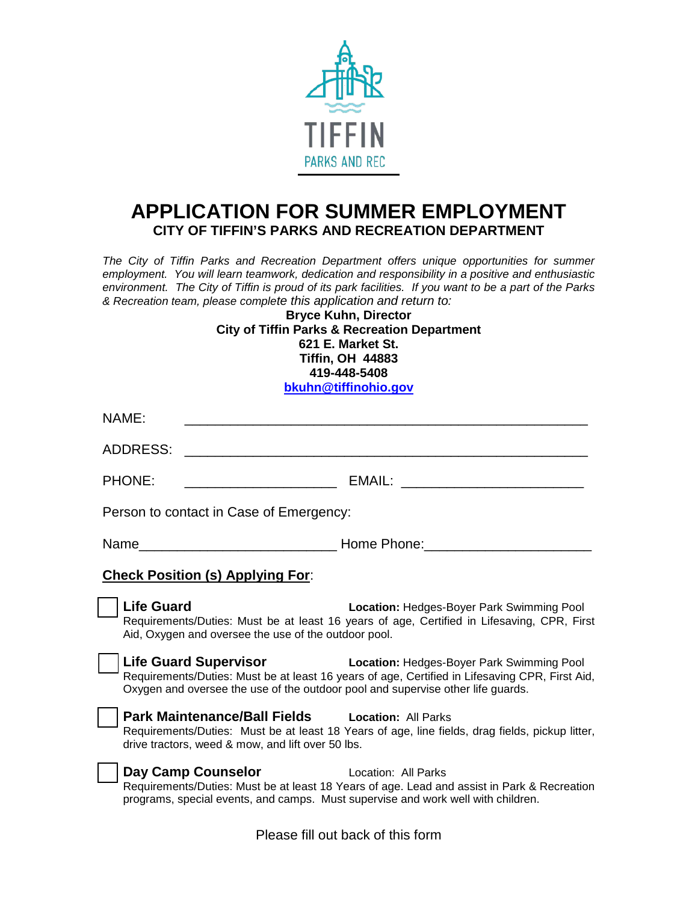TIFFIN
PARKS AND REC

# APPLICATION FOR SUMMER EMPLOYMENT

## CITY OF TIFFIN'S PARKS AND RECREATION DEPARTMENT

*The City of Tiffin Parks and Recreation Department offers unique opportunities for summer employment. You will learn teamwork, dedication and responsibility in a positive and enthusiastic environment. The City of Tiffin is proud of its park facilities. If you want to be a part of the Parks & Recreation team, please complete this application and return to:*

**Bryce Kuhn, Director**
**City of Tiffin Parks & Recreation Department**
**621 E. Market St.**
**Tiffin, OH 44883**
**419-448-5408**
**bkuhn@tiffinohio.gov**

NAME: ______________________________________________________

ADDRESS: ______________________________________________________

PHONE: ____________________ EMAIL: ________________________

Person to contact in Case of Emergency:

Name_________________________ Home Phone:_____________________

**Check Position (s) Applying For**:

☐ **Life Guard** — **Location:** Hedges-Boyer Park Swimming Pool
Requirements/Duties: Must be at least 16 years of age, Certified in Lifesaving, CPR, First Aid, Oxygen and oversee the use of the outdoor pool.

☐ **Life Guard Supervisor** — **Location:** Hedges-Boyer Park Swimming Pool
Requirements/Duties: Must be at least 16 years of age, Certified in Lifesaving CPR, First Aid, Oxygen and oversee the use of the outdoor pool and supervise other life guards.

☐ **Park Maintenance/Ball Fields** — **Location:** All Parks
Requirements/Duties: Must be at least 18 Years of age, line fields, drag fields, pickup litter, drive tractors, weed & mow, and lift over 50 lbs.

☐ **Day Camp Counselor** — Location: All Parks
Requirements/Duties: Must be at least 18 Years of age. Lead and assist in Park & Recreation programs, special events, and camps. Must supervise and work well with children.

Please fill out back of this form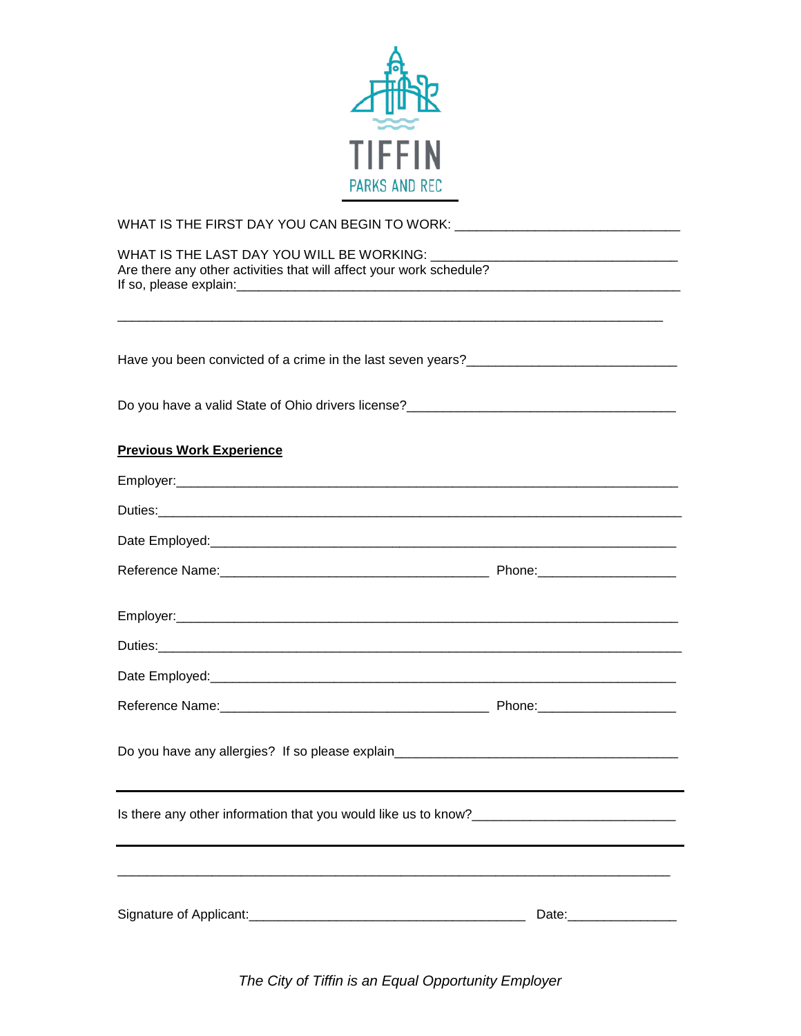TIFFIN

PARKS AND REC

WHAT IS THE FIRST DAY YOU CAN BEGIN TO WORK: ______________________________

WHAT IS THE LAST DAY YOU WILL BE WORKING: ________________________________
Are there any other activities that will affect your work schedule?
If so, please explain:____________________________________________________________

_____________________________________________________________________________

Have you been convicted of a crime in the last seven years?____________________________

Do you have a valid State of Ohio drivers license?___________________________________

**<u>Previous Work Experience</u>**

Employer:_____________________________________________________________________

Duties:_______________________________________________________________________

Date Employed:_________________________________________________________________

Reference Name:_____________________________________ Phone:___________________

Employer:_____________________________________________________________________

Duties:_______________________________________________________________________

Date Employed:_________________________________________________________________

Reference Name:_____________________________________ Phone:___________________

Do you have any allergies? If so please explain______________________________________

Is there any other information that you would like us to know?__________________________

_____________________________________________________________________________

Signature of Applicant:______________________________________ Date:_______________

*The City of Tiffin is an Equal Opportunity Employer*